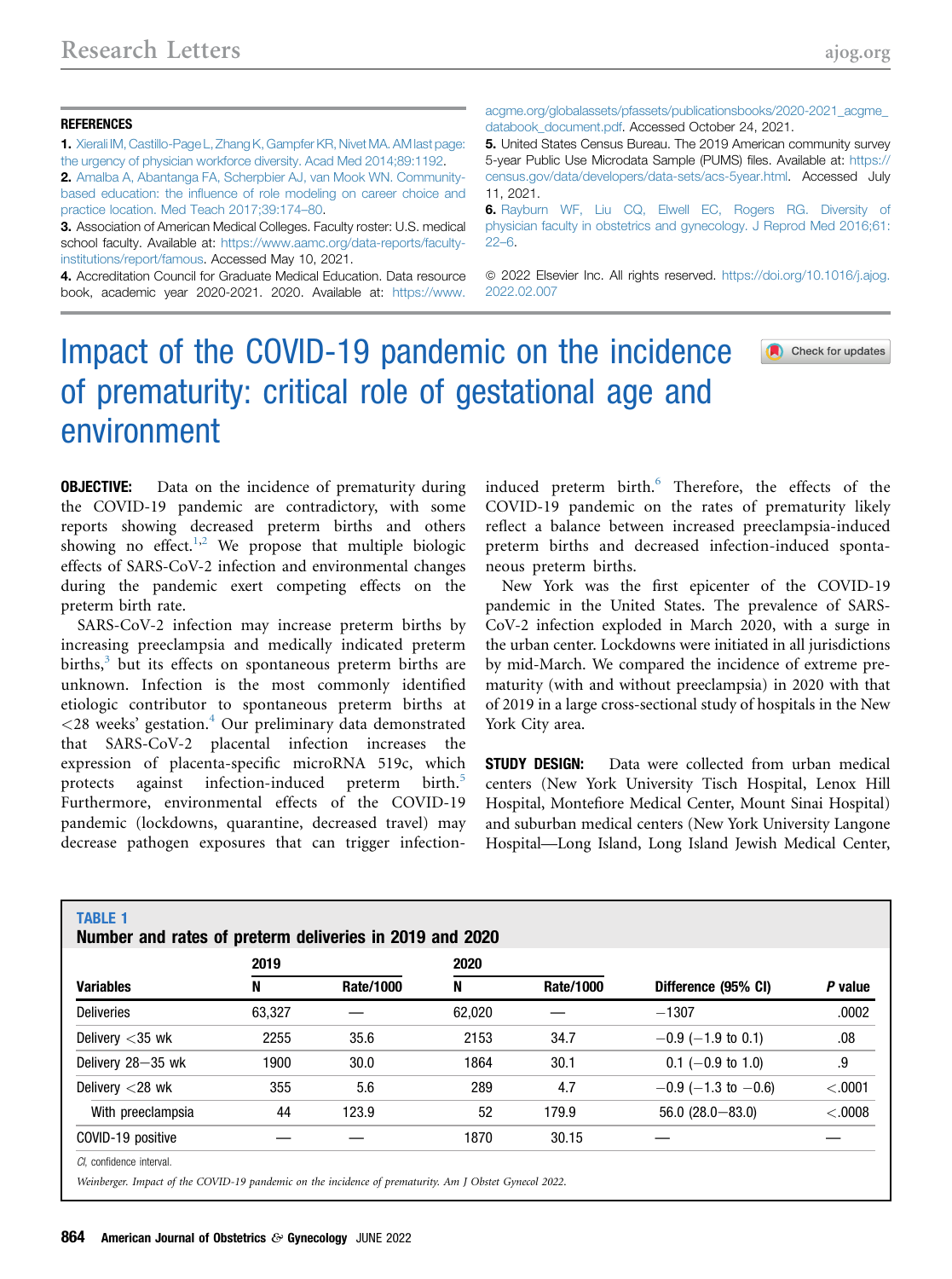## REFERENCES

1. Xierali IM, Castillo-Page L, Zhang K, Gampfer KR, Nivet MA. AM last page: the urgency of physician workforce diversity. Acad Med 2014;89:1192.
2. Amalba A, Abantanga FA, Scherpbier AJ, van Mook WN. Community-based education: the influence of role modeling on career choice and practice location. Med Teach 2017;39:174–80.
3. Association of American Medical Colleges. Faculty roster: U.S. medical school faculty. Available at: https://www.aamc.org/data-reports/faculty-institutions/report/famous. Accessed May 10, 2021.
4. Accreditation Council for Graduate Medical Education. Data resource book, academic year 2020-2021. 2020. Available at: https://www.acgme.org/globalassets/pfassets/publicationsbooks/2020-2021_acgme_databook_document.pdf. Accessed October 24, 2021.
5. United States Census Bureau. The 2019 American community survey 5-year Public Use Microdata Sample (PUMS) files. Available at: https://census.gov/data/developers/data-sets/acs-5year.html. Accessed July 11, 2021.
6. Rayburn WF, Liu CQ, Elwell EC, Rogers RG. Diversity of physician faculty in obstetrics and gynecology. J Reprod Med 2016;61:22–6.

© 2022 Elsevier Inc. All rights reserved. https://doi.org/10.1016/j.ajog.2022.02.007

# Impact of the COVID-19 pandemic on the incidence of prematurity: critical role of gestational age and environment

**OBJECTIVE:** Data on the incidence of prematurity during the COVID-19 pandemic are contradictory, with some reports showing decreased preterm births and others showing no effect.[1,2] We propose that multiple biologic effects of SARS-CoV-2 infection and environmental changes during the pandemic exert competing effects on the preterm birth rate.

SARS-CoV-2 infection may increase preterm births by increasing preeclampsia and medically indicated preterm births,[3] but its effects on spontaneous preterm births are unknown. Infection is the most commonly identified etiologic contributor to spontaneous preterm births at <28 weeks' gestation.[4] Our preliminary data demonstrated that SARS-CoV-2 placental infection increases the expression of placenta-specific microRNA 519c, which protects against infection-induced preterm birth.[5] Furthermore, environmental effects of the COVID-19 pandemic (lockdowns, quarantine, decreased travel) may decrease pathogen exposures that can trigger infection-induced preterm birth.[6] Therefore, the effects of the COVID-19 pandemic on the rates of prematurity likely reflect a balance between increased preeclampsia-induced preterm births and decreased infection-induced spontaneous preterm births.

New York was the first epicenter of the COVID-19 pandemic in the United States. The prevalence of SARS-CoV-2 infection exploded in March 2020, with a surge in the urban center. Lockdowns were initiated in all jurisdictions by mid-March. We compared the incidence of extreme prematurity (with and without preeclampsia) in 2020 with that of 2019 in a large cross-sectional study of hospitals in the New York City area.

**STUDY DESIGN:** Data were collected from urban medical centers (New York University Tisch Hospital, Lenox Hill Hospital, Montefiore Medical Center, Mount Sinai Hospital) and suburban medical centers (New York University Langone Hospital—Long Island, Long Island Jewish Medical Center,

**TABLE 1**
**Number and rates of preterm deliveries in 2019 and 2020**

| Variables | 2019 N | 2019 Rate/1000 | 2020 N | 2020 Rate/1000 | Difference (95% CI) | *P* value |
|---|---|---|---|---|---|---|
| Deliveries | 63,327 | — | 62,020 | — | −1307 | .0002 |
| Delivery <35 wk | 2255 | 35.6 | 2153 | 34.7 | −0.9 (−1.9 to 0.1) | .08 |
| Delivery 28−35 wk | 1900 | 30.0 | 1864 | 30.1 | 0.1 (−0.9 to 1.0) | .9 |
| Delivery <28 wk | 355 | 5.6 | 289 | 4.7 | −0.9 (−1.3 to −0.6) | <.0001 |
| With preeclampsia | 44 | 123.9 | 52 | 179.9 | 56.0 (28.0−83.0) | <.0008 |
| COVID-19 positive | — | — | 1870 | 30.15 | — | — |

*CI*, confidence interval.

*Weinberger. Impact of the COVID-19 pandemic on the incidence of prematurity. Am J Obstet Gynecol 2022.*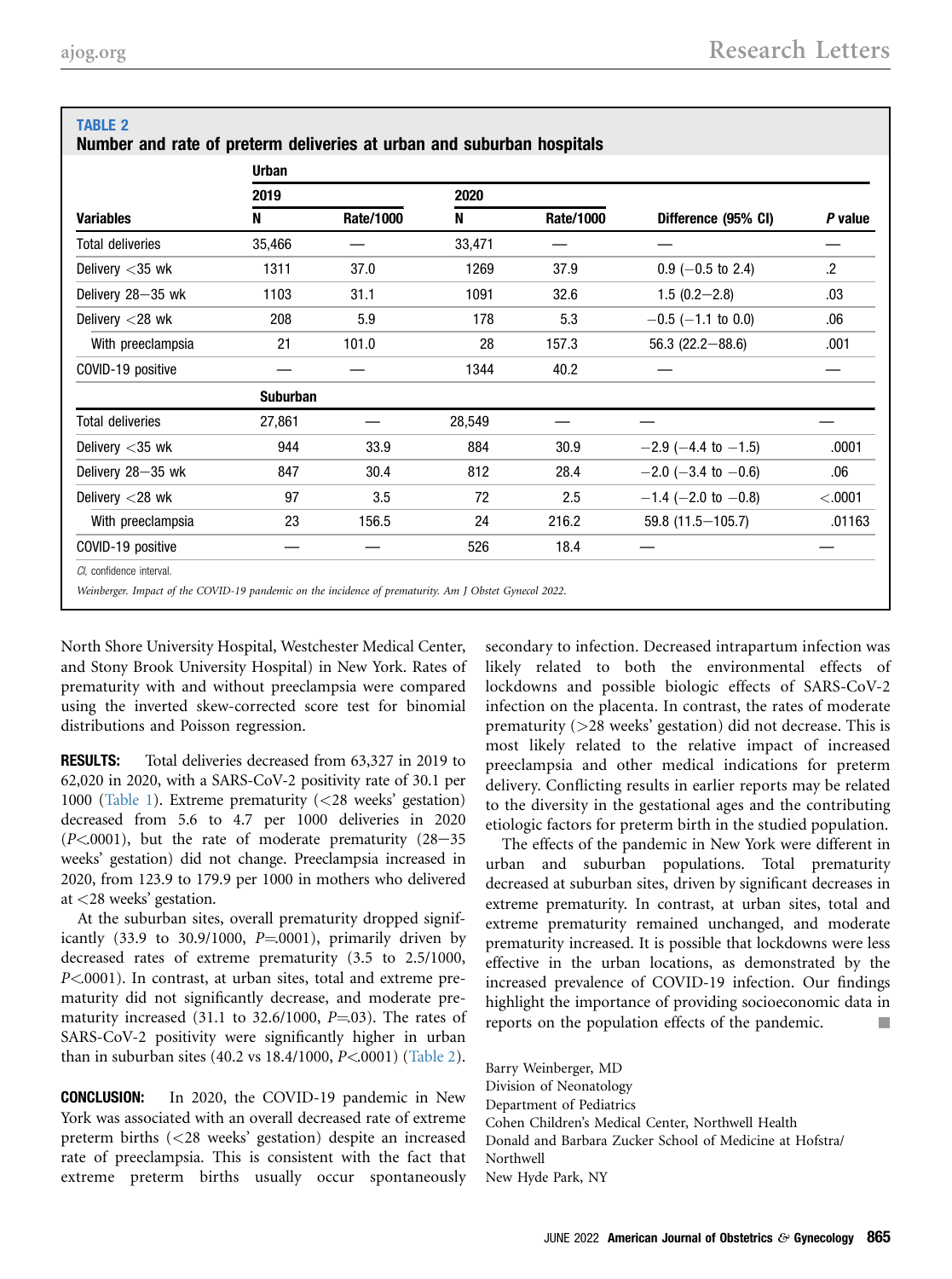**TABLE 2**
**Number and rate of preterm deliveries at urban and suburban hospitals**

| Variables | 2019 N | 2019 Rate/1000 | 2020 N | 2020 Rate/1000 | Difference (95% CI) | *P* value |
|---|---|---|---|---|---|---|
| **Urban** | | | | | | |
| Total deliveries | 35,466 | — | 33,471 | — | — | — |
| Delivery <35 wk | 1311 | 37.0 | 1269 | 37.9 | 0.9 (−0.5 to 2.4) | .2 |
| Delivery 28−35 wk | 1103 | 31.1 | 1091 | 32.6 | 1.5 (0.2−2.8) | .03 |
| Delivery <28 wk | 208 | 5.9 | 178 | 5.3 | −0.5 (−1.1 to 0.0) | .06 |
| With preeclampsia | 21 | 101.0 | 28 | 157.3 | 56.3 (22.2−88.6) | .001 |
| COVID-19 positive | — | — | 1344 | 40.2 | — | — |
| **Suburban** | | | | | | |
| Total deliveries | 27,861 | — | 28,549 | — | — | — |
| Delivery <35 wk | 944 | 33.9 | 884 | 30.9 | −2.9 (−4.4 to −1.5) | .0001 |
| Delivery 28−35 wk | 847 | 30.4 | 812 | 28.4 | −2.0 (−3.4 to −0.6) | .06 |
| Delivery <28 wk | 97 | 3.5 | 72 | 2.5 | −1.4 (−2.0 to −0.8) | <.0001 |
| With preeclampsia | 23 | 156.5 | 24 | 216.2 | 59.8 (11.5−105.7) | .01163 |
| COVID-19 positive | — | — | 526 | 18.4 | — | — |

*CI*, confidence interval.

*Weinberger. Impact of the COVID-19 pandemic on the incidence of prematurity. Am J Obstet Gynecol 2022.*

North Shore University Hospital, Westchester Medical Center, and Stony Brook University Hospital) in New York. Rates of prematurity with and without preeclampsia were compared using the inverted skew-corrected score test for binomial distributions and Poisson regression.

**RESULTS:** Total deliveries decreased from 63,327 in 2019 to 62,020 in 2020, with a SARS-CoV-2 positivity rate of 30.1 per 1000 (Table 1). Extreme prematurity (<28 weeks' gestation) decreased from 5.6 to 4.7 per 1000 deliveries in 2020 ($P<.0001$), but the rate of moderate prematurity (28−35 weeks' gestation) did not change. Preeclampsia increased in 2020, from 123.9 to 179.9 per 1000 in mothers who delivered at <28 weeks' gestation.

At the suburban sites, overall prematurity dropped significantly (33.9 to 30.9/1000, $P=.0001$), primarily driven by decreased rates of extreme prematurity (3.5 to 2.5/1000, $P<.0001$). In contrast, at urban sites, total and extreme prematurity did not significantly decrease, and moderate prematurity increased (31.1 to 32.6/1000, $P=.03$). The rates of SARS-CoV-2 positivity were significantly higher in urban than in suburban sites (40.2 vs 18.4/1000, $P<.0001$) (Table 2).

**CONCLUSION:** In 2020, the COVID-19 pandemic in New York was associated with an overall decreased rate of extreme preterm births (<28 weeks' gestation) despite an increased rate of preeclampsia. This is consistent with the fact that extreme preterm births usually occur spontaneously secondary to infection. Decreased intrapartum infection was likely related to both the environmental effects of lockdowns and possible biologic effects of SARS-CoV-2 infection on the placenta. In contrast, the rates of moderate prematurity (>28 weeks' gestation) did not decrease. This is most likely related to the relative impact of increased preeclampsia and other medical indications for preterm delivery. Conflicting results in earlier reports may be related to the diversity in the gestational ages and the contributing etiologic factors for preterm birth in the studied population.

The effects of the pandemic in New York were different in urban and suburban populations. Total prematurity decreased at suburban sites, driven by significant decreases in extreme prematurity. In contrast, at urban sites, total and extreme prematurity remained unchanged, and moderate prematurity increased. It is possible that lockdowns were less effective in the urban locations, as demonstrated by the increased prevalence of COVID-19 infection. Our findings highlight the importance of providing socioeconomic data in reports on the population effects of the pandemic. ■

Barry Weinberger, MD
Division of Neonatology
Department of Pediatrics
Cohen Children's Medical Center, Northwell Health
Donald and Barbara Zucker School of Medicine at Hofstra/Northwell
New Hyde Park, NY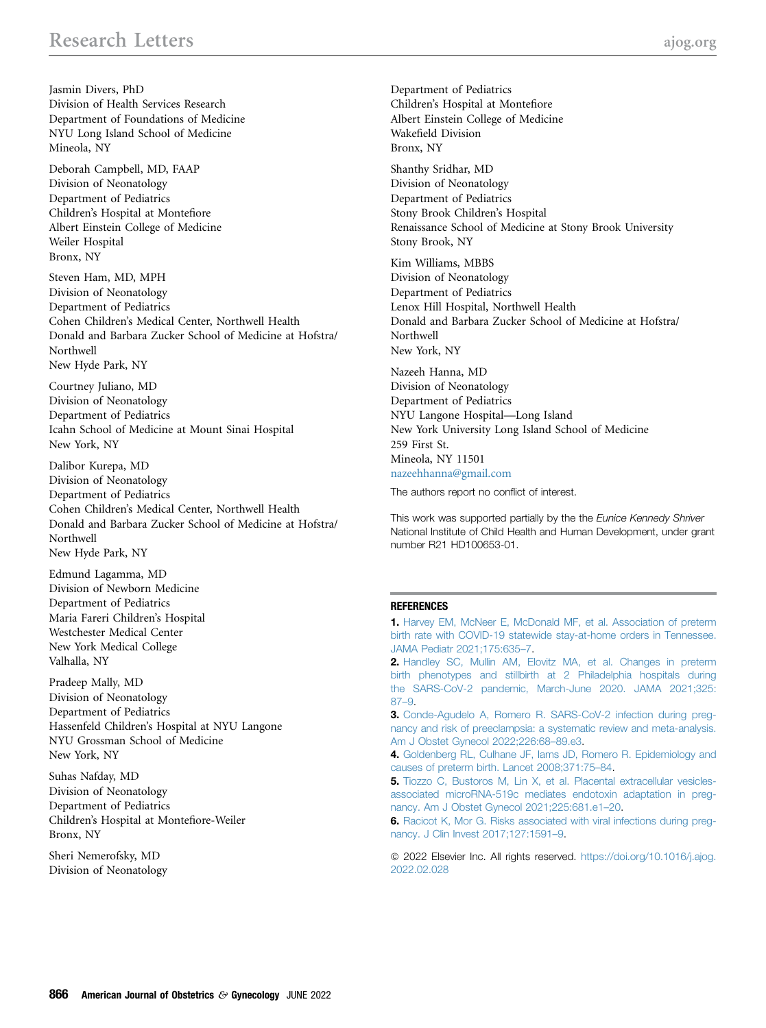Jasmin Divers, PhD
Division of Health Services Research
Department of Foundations of Medicine
NYU Long Island School of Medicine
Mineola, NY

Deborah Campbell, MD, FAAP
Division of Neonatology
Department of Pediatrics
Children's Hospital at Montefiore
Albert Einstein College of Medicine
Weiler Hospital
Bronx, NY

Steven Ham, MD, MPH
Division of Neonatology
Department of Pediatrics
Cohen Children's Medical Center, Northwell Health
Donald and Barbara Zucker School of Medicine at Hofstra/Northwell
New Hyde Park, NY

Courtney Juliano, MD
Division of Neonatology
Department of Pediatrics
Icahn School of Medicine at Mount Sinai Hospital
New York, NY

Dalibor Kurepa, MD
Division of Neonatology
Department of Pediatrics
Cohen Children's Medical Center, Northwell Health
Donald and Barbara Zucker School of Medicine at Hofstra/Northwell
New Hyde Park, NY

Edmund Lagamma, MD
Division of Newborn Medicine
Department of Pediatrics
Maria Fareri Children's Hospital
Westchester Medical Center
New York Medical College
Valhalla, NY

Pradeep Mally, MD
Division of Neonatology
Department of Pediatrics
Hassenfeld Children's Hospital at NYU Langone
NYU Grossman School of Medicine
New York, NY

Suhas Nafday, MD
Division of Neonatology
Department of Pediatrics
Children's Hospital at Montefiore-Weiler
Bronx, NY

Sheri Nemerofsky, MD
Division of Neonatology
Department of Pediatrics
Children's Hospital at Montefiore
Albert Einstein College of Medicine
Wakefield Division
Bronx, NY

Shanthy Sridhar, MD
Division of Neonatology
Department of Pediatrics
Stony Brook Children's Hospital
Renaissance School of Medicine at Stony Brook University
Stony Brook, NY

Kim Williams, MBBS
Division of Neonatology
Department of Pediatrics
Lenox Hill Hospital, Northwell Health
Donald and Barbara Zucker School of Medicine at Hofstra/Northwell
New York, NY

Nazeeh Hanna, MD
Division of Neonatology
Department of Pediatrics
NYU Langone Hospital—Long Island
New York University Long Island School of Medicine
259 First St.
Mineola, NY 11501
nazeehhanna@gmail.com

The authors report no conflict of interest.

This work was supported partially by the the *Eunice Kennedy Shriver* National Institute of Child Health and Human Development, under grant number R21 HD100653-01.

## REFERENCES

1. Harvey EM, McNeer E, McDonald MF, et al. Association of preterm birth rate with COVID-19 statewide stay-at-home orders in Tennessee. JAMA Pediatr 2021;175:635–7.
2. Handley SC, Mullin AM, Elovitz MA, et al. Changes in preterm birth phenotypes and stillbirth at 2 Philadelphia hospitals during the SARS-CoV-2 pandemic, March-June 2020. JAMA 2021;325:87–9.
3. Conde-Agudelo A, Romero R. SARS-CoV-2 infection during pregnancy and risk of preeclampsia: a systematic review and meta-analysis. Am J Obstet Gynecol 2022;226:68–89.e3.
4. Goldenberg RL, Culhane JF, Iams JD, Romero R. Epidemiology and causes of preterm birth. Lancet 2008;371:75–84.
5. Tiozzo C, Bustoros M, Lin X, et al. Placental extracellular vesicles-associated microRNA-519c mediates endotoxin adaptation in pregnancy. Am J Obstet Gynecol 2021;225:681.e1–20.
6. Racicot K, Mor G. Risks associated with viral infections during pregnancy. J Clin Invest 2017;127:1591–9.

© 2022 Elsevier Inc. All rights reserved. https://doi.org/10.1016/j.ajog.2022.02.028